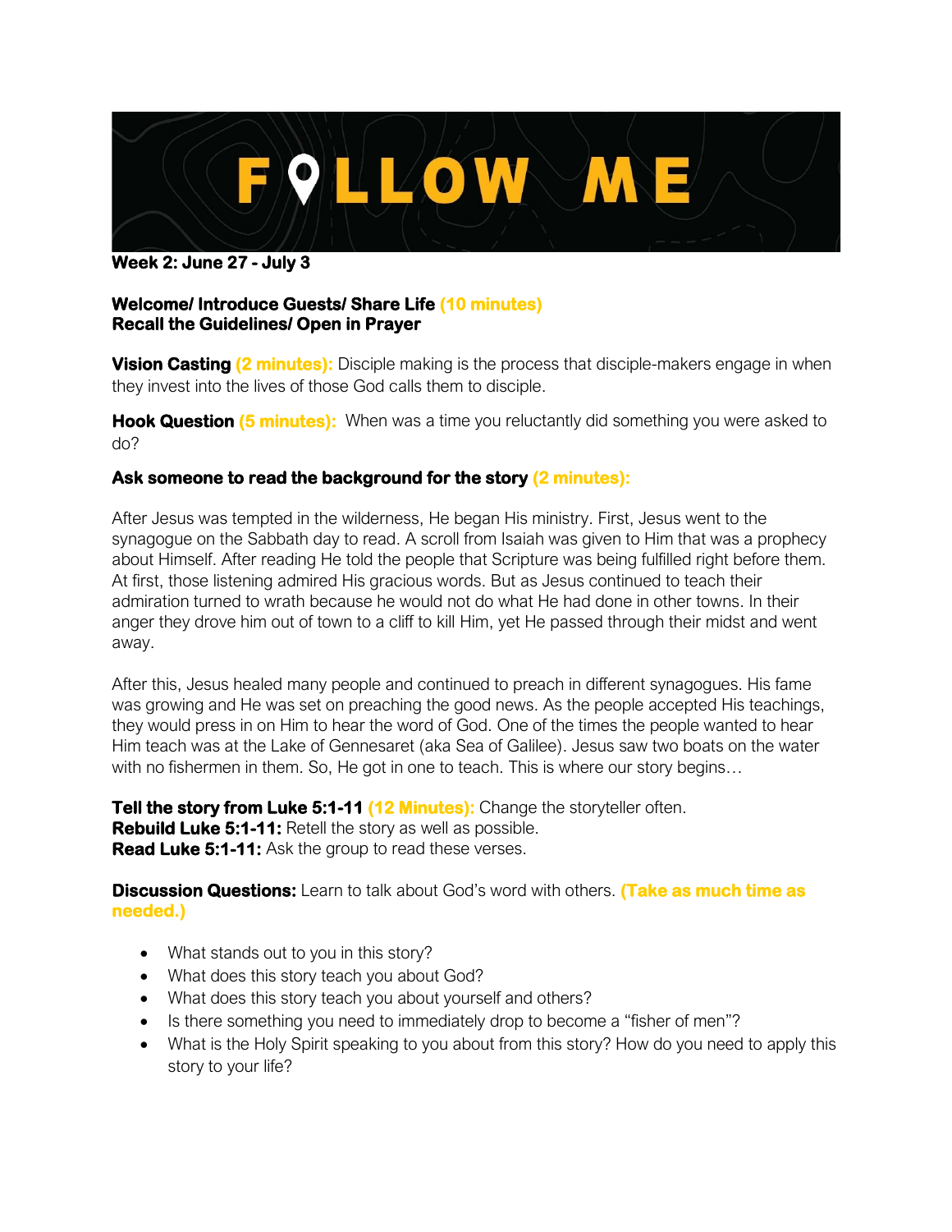# FOLLOW ME

**Week 2: June 27 - July 3**

**Welcome/ Introduce Guests/ Share Life (10 minutes)**
**Recall the Guidelines/ Open in Prayer**

**Vision Casting (2 minutes):** Disciple making is the process that disciple-makers engage in when they invest into the lives of those God calls them to disciple.

**Hook Question (5 minutes):** When was a time you reluctantly did something you were asked to do?

**Ask someone to read the background for the story (2 minutes):**

After Jesus was tempted in the wilderness, He began His ministry. First, Jesus went to the synagogue on the Sabbath day to read. A scroll from Isaiah was given to Him that was a prophecy about Himself. After reading He told the people that Scripture was being fulfilled right before them. At first, those listening admired His gracious words. But as Jesus continued to teach their admiration turned to wrath because he would not do what He had done in other towns. In their anger they drove him out of town to a cliff to kill Him, yet He passed through their midst and went away.

After this, Jesus healed many people and continued to preach in different synagogues. His fame was growing and He was set on preaching the good news. As the people accepted His teachings, they would press in on Him to hear the word of God. One of the times the people wanted to hear Him teach was at the Lake of Gennesaret (aka Sea of Galilee). Jesus saw two boats on the water with no fishermen in them. So, He got in one to teach. This is where our story begins…

**Tell the story from Luke 5:1-11 (12 Minutes):** Change the storyteller often.
**Rebuild Luke 5:1-11:** Retell the story as well as possible.
**Read Luke 5:1-11:** Ask the group to read these verses.

**Discussion Questions:** Learn to talk about God's word with others. **(Take as much time as needed.)**

- What stands out to you in this story?
- What does this story teach you about God?
- What does this story teach you about yourself and others?
- Is there something you need to immediately drop to become a "fisher of men"?
- What is the Holy Spirit speaking to you about from this story? How do you need to apply this story to your life?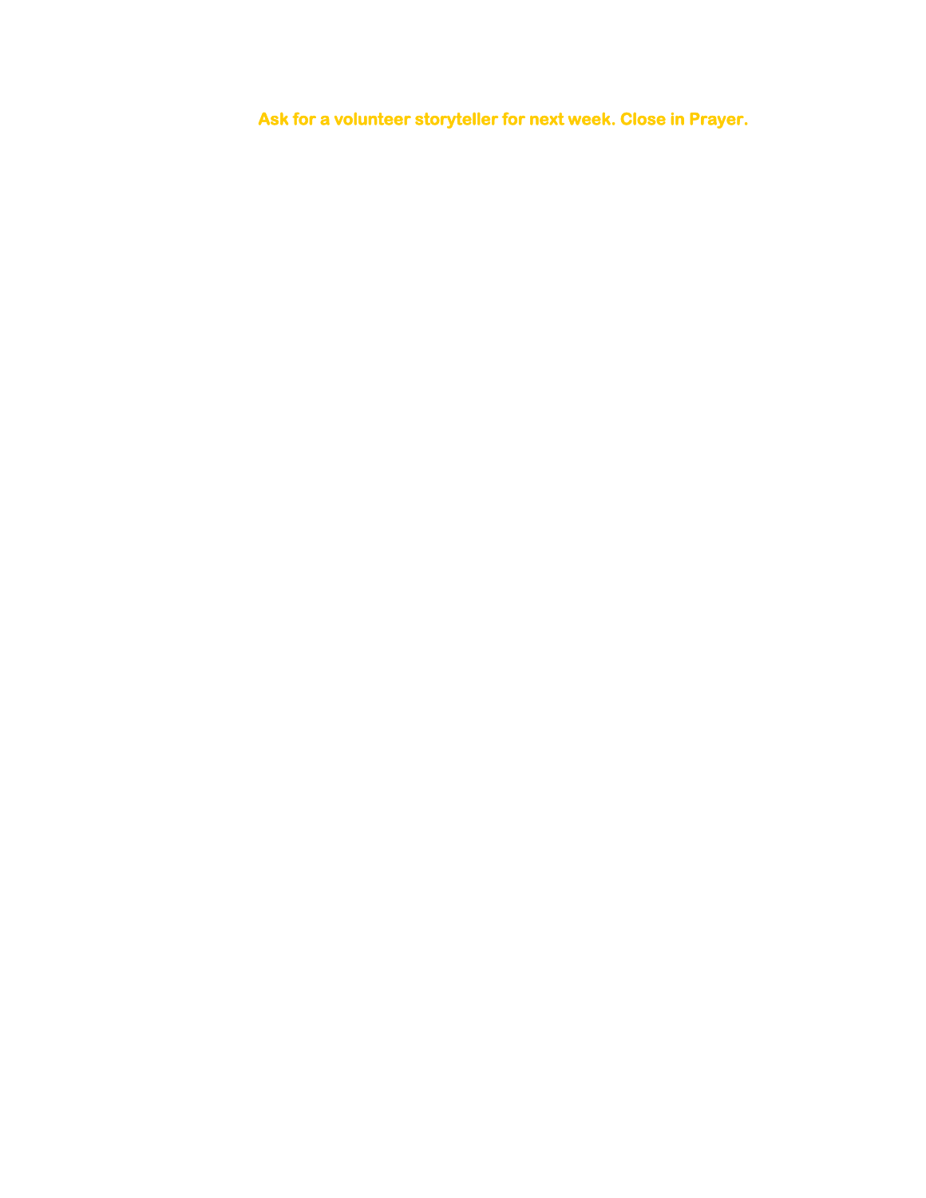**Ask for a volunteer storyteller for next week. Close in Prayer.**